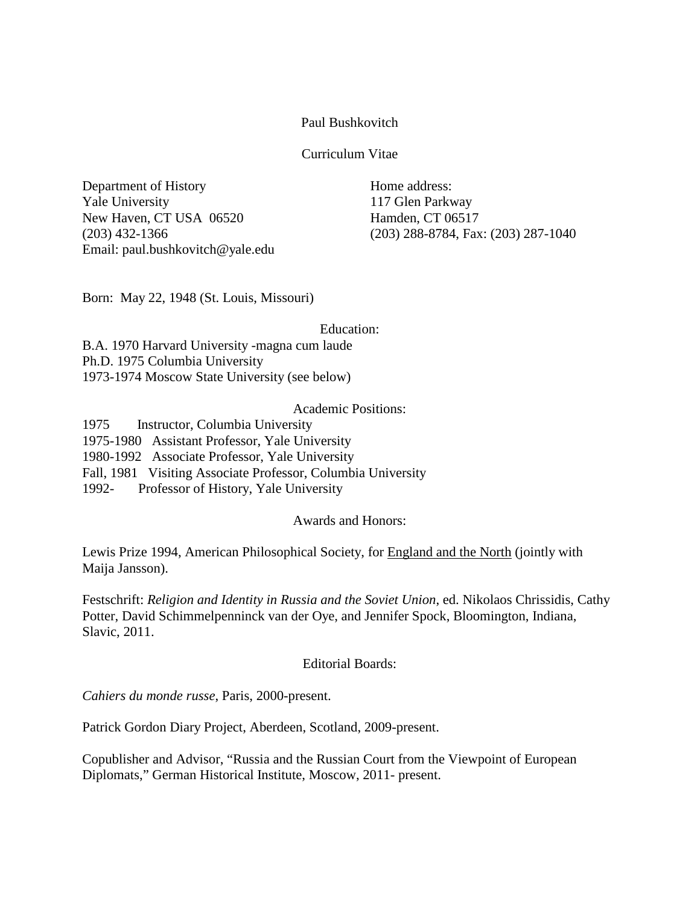# Paul Bushkovitch

## Curriculum Vitae

Department of History
Yale University
New Haven, CT USA 06520
(203) 432-1366
Email: paul.bushkovitch@yale.edu

Home address:
117 Glen Parkway
Hamden, CT 06517
(203) 288-8784, Fax: (203) 287-1040

Born: May 22, 1948 (St. Louis, Missouri)

## Education:

B.A. 1970 Harvard University -magna cum laude
Ph.D. 1975 Columbia University
1973-1974 Moscow State University (see below)

## Academic Positions:

1975 Instructor, Columbia University
1975-1980 Assistant Professor, Yale University
1980-1992 Associate Professor, Yale University
Fall, 1981 Visiting Associate Professor, Columbia University
1992- Professor of History, Yale University

## Awards and Honors:

Lewis Prize 1994, American Philosophical Society, for England and the North (jointly with Maija Jansson).

Festschrift: *Religion and Identity in Russia and the Soviet Union*, ed. Nikolaos Chrissidis, Cathy Potter, David Schimmelpenninck van der Oye, and Jennifer Spock, Bloomington, Indiana, Slavic, 2011.

## Editorial Boards:

*Cahiers du monde russe*, Paris, 2000-present.

Patrick Gordon Diary Project, Aberdeen, Scotland, 2009-present.

Copublisher and Advisor, "Russia and the Russian Court from the Viewpoint of European Diplomats," German Historical Institute, Moscow, 2011- present.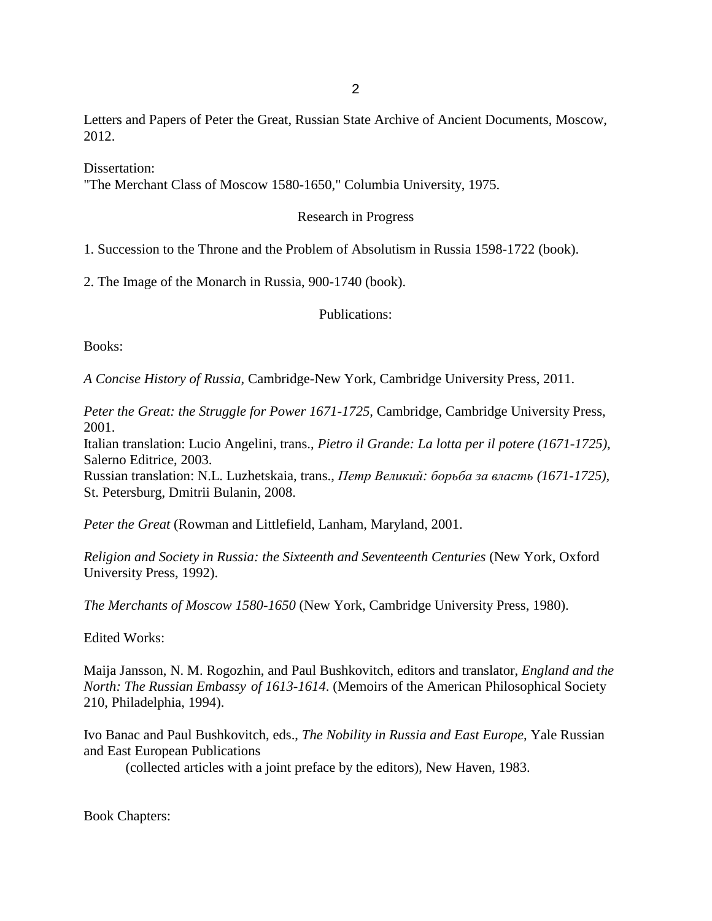Letters and Papers of Peter the Great, Russian State Archive of Ancient Documents, Moscow, 2012.

Dissertation:
"The Merchant Class of Moscow 1580-1650," Columbia University, 1975.

## Research in Progress

1. Succession to the Throne and the Problem of Absolutism in Russia 1598-1722 (book).

2. The Image of the Monarch in Russia, 900-1740 (book).

## Publications:

Books:

*A Concise History of Russia*, Cambridge-New York, Cambridge University Press, 2011.

*Peter the Great: the Struggle for Power 1671-1725,* Cambridge, Cambridge University Press, 2001.
Italian translation: Lucio Angelini, trans., *Pietro il Grande: La lotta per il potere (1671-1725)*, Salerno Editrice, 2003.
Russian translation: N.L. Luzhetskaia, trans., *Петр Великий: борьба за власть (1671-1725)*, St. Petersburg, Dmitrii Bulanin, 2008.

*Peter the Great* (Rowman and Littlefield, Lanham, Maryland, 2001.

*Religion and Society in Russia: the Sixteenth and Seventeenth Centuries* (New York, Oxford University Press, 1992).

*The Merchants of Moscow 1580-1650* (New York, Cambridge University Press, 1980).

Edited Works:

Maija Jansson, N. M. Rogozhin, and Paul Bushkovitch, editors and translator, *England and the North: The Russian Embassy of 1613-1614*. (Memoirs of the American Philosophical Society 210, Philadelphia, 1994).

Ivo Banac and Paul Bushkovitch, eds., *The Nobility in Russia and East Europe*, Yale Russian and East European Publications
(collected articles with a joint preface by the editors), New Haven, 1983.

Book Chapters: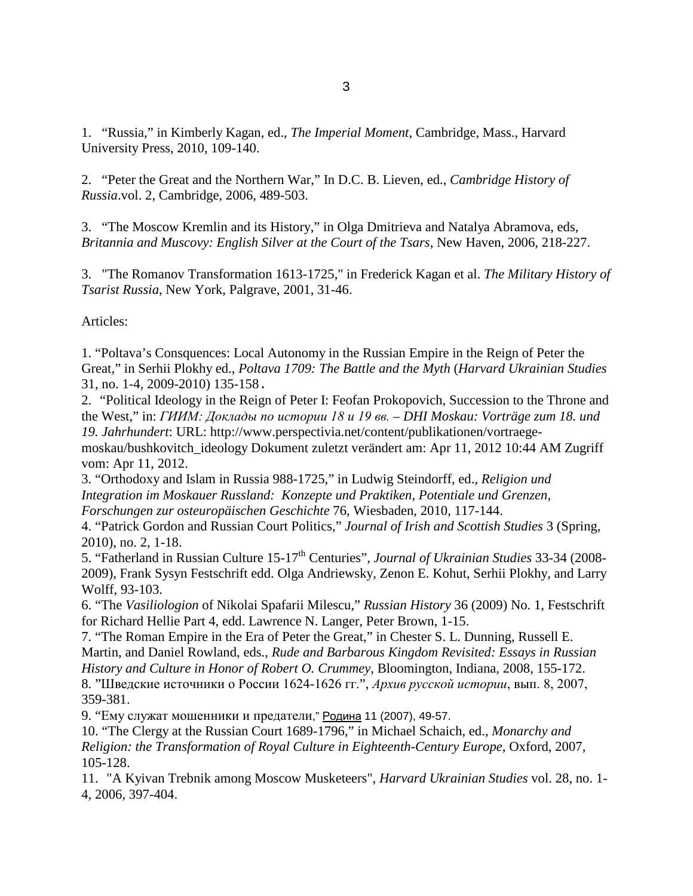1. “Russia,” in Kimberly Kagan, ed., *The Imperial Moment*, Cambridge, Mass., Harvard University Press, 2010, 109-140.

2. “Peter the Great and the Northern War,” In D.C. B. Lieven, ed., *Cambridge History of Russia*.vol. 2, Cambridge, 2006, 489-503.

3. “The Moscow Kremlin and its History,” in Olga Dmitrieva and Natalya Abramova, eds, *Britannia and Muscovy: English Silver at the Court of the Tsars*, New Haven, 2006, 218-227.

3. "The Romanov Transformation 1613-1725," in Frederick Kagan et al. *The Military History of Tsarist Russia*, New York, Palgrave, 2001, 31-46.

Articles:

1. “Poltava’s Consquences: Local Autonomy in the Russian Empire in the Reign of Peter the Great,” in Serhii Plokhy ed., *Poltava 1709: The Battle and the Myth* (*Harvard Ukrainian Studies* 31, no. 1-4, 2009-2010) 135-158.
2. “Political Ideology in the Reign of Peter I: Feofan Prokopovich, Succession to the Throne and the West,” in: *ГИИМ: Доклады по истории 18 и 19 вв. – DHI Moskau: Vorträge zum 18. und 19. Jahrhundert*: URL: http://www.perspectivia.net/content/publikationen/vortraege-moskau/bushkovitch_ideology Dokument zuletzt verändert am: Apr 11, 2012 10:44 AM Zugriff vom: Apr 11, 2012.
3. “Orthodoxy and Islam in Russia 988-1725,” in Ludwig Steindorff, ed., *Religion und Integration im Moskauer Russland: Konzepte und Praktiken, Potentiale und Grenzen, Forschungen zur osteuropäischen Geschichte* 76, Wiesbaden, 2010, 117-144.
4. “Patrick Gordon and Russian Court Politics,” *Journal of Irish and Scottish Studies* 3 (Spring, 2010), no. 2, 1-18.
5. “Fatherland in Russian Culture 15-17th Centuries”, *Journal of Ukrainian Studies* 33-34 (2008-2009), Frank Sysyn Festschrift edd. Olga Andriewsky, Zenon E. Kohut, Serhii Plokhy, and Larry Wolff, 93-103.
6. “The *Vasiliologion* of Nikolai Spafarii Milescu,” *Russian History* 36 (2009) No. 1, Festschrift for Richard Hellie Part 4, edd. Lawrence N. Langer, Peter Brown, 1-15.
7. “The Roman Empire in the Era of Peter the Great,” in Chester S. L. Dunning, Russell E. Martin, and Daniel Rowland, eds., *Rude and Barbarous Kingdom Revisited: Essays in Russian History and Culture in Honor of Robert O. Crummey*, Bloomington, Indiana, 2008, 155-172.
8. ”Шведские источники о России 1624-1626 гг.”, *Архив русской истории*, вып. 8, 2007, 359-381.
9. “Ему служат мошенники и предатели," Родина 11 (2007), 49-57.
10. “The Clergy at the Russian Court 1689-1796,” in Michael Schaich, ed., *Monarchy and Religion: the Transformation of Royal Culture in Eighteenth-Century Europe*, Oxford, 2007, 105-128.
11. "A Kyivan Trebnik among Moscow Musketeers", *Harvard Ukrainian Studies* vol. 28, no. 1-4, 2006, 397-404.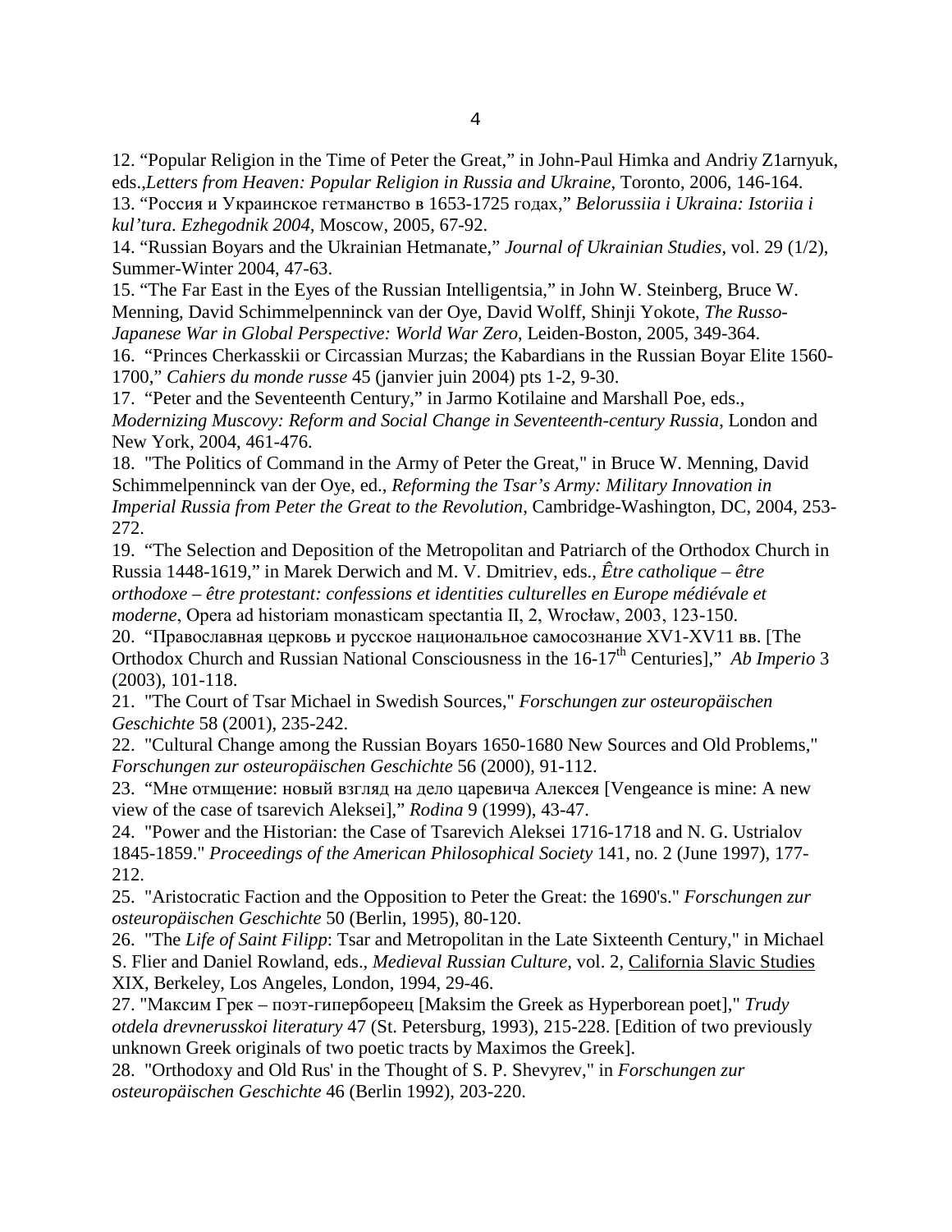12. “Popular Religion in the Time of Peter the Great,” in John-Paul Himka and Andriy Z1arnyuk, eds.,*Letters from Heaven: Popular Religion in Russia and Ukraine*, Toronto, 2006, 146-164.
13. “Россия и Украинское гетманство в 1653-1725 годах,” *Belorussiia i Ukraina: Istoriia i kul’tura. Ezhegodnik 2004*, Moscow, 2005, 67-92.
14. “Russian Boyars and the Ukrainian Hetmanate,” *Journal of Ukrainian Studies*, vol. 29 (1/2), Summer-Winter 2004, 47-63.
15. “The Far East in the Eyes of the Russian Intelligentsia,” in John W. Steinberg, Bruce W. Menning, David Schimmelpenninck van der Oye, David Wolff, Shinji Yokote, *The Russo-Japanese War in Global Perspective: World War Zero*, Leiden-Boston, 2005, 349-364.
16. “Princes Cherkasskii or Circassian Murzas; the Kabardians in the Russian Boyar Elite 1560-1700,” *Cahiers du monde russe* 45 (janvier juin 2004) pts 1-2, 9-30.
17. “Peter and the Seventeenth Century,” in Jarmo Kotilaine and Marshall Poe, eds., *Modernizing Muscovy: Reform and Social Change in Seventeenth-century Russia*, London and New York, 2004, 461-476.
18. "The Politics of Command in the Army of Peter the Great," in Bruce W. Menning, David Schimmelpenninck van der Oye, ed., *Reforming the Tsar’s Army: Military Innovation in Imperial Russia from Peter the Great to the Revolution*, Cambridge-Washington, DC, 2004, 253-272.
19. “The Selection and Deposition of the Metropolitan and Patriarch of the Orthodox Church in Russia 1448-1619,” in Marek Derwich and M. V. Dmitriev, eds., *Être catholique – être orthodoxe – être protestant: confessions et identities culturelles en Europe médiévale et moderne*, Opera ad historiam monasticam spectantia II, 2, Wrocław, 2003, 123-150.
20. “Православная церковь и русское национальное самосознание XV1-XV11 вв. [The Orthodox Church and Russian National Consciousness in the 16-17th Centuries],” *Ab Imperio* 3 (2003), 101-118.
21. "The Court of Tsar Michael in Swedish Sources," *Forschungen zur osteuropäischen Geschichte* 58 (2001), 235-242.
22. "Cultural Change among the Russian Boyars 1650-1680 New Sources and Old Problems," *Forschungen zur osteuropäischen Geschichte* 56 (2000), 91-112.
23. “Мне отмщение: новый взгляд на дело царевича Алексея [Vengeance is mine: A new view of the case of tsarevich Aleksei],” *Rodina* 9 (1999), 43-47.
24. "Power and the Historian: the Case of Tsarevich Aleksei 1716-1718 and N. G. Ustrialov 1845-1859." *Proceedings of the American Philosophical Society* 141, no. 2 (June 1997), 177-212.
25. "Aristocratic Faction and the Opposition to Peter the Great: the 1690's." *Forschungen zur osteuropäischen Geschichte* 50 (Berlin, 1995), 80-120.
26. "The *Life of Saint Filipp*: Tsar and Metropolitan in the Late Sixteenth Century," in Michael S. Flier and Daniel Rowland, eds., *Medieval Russian Culture*, vol. 2, California Slavic Studies XIX, Berkeley, Los Angeles, London, 1994, 29-46.
27. "Максим Грек – поэт-гипербореец [Maksim the Greek as Hyperborean poet]," *Trudy otdela drevnerusskoi literatury* 47 (St. Petersburg, 1993), 215-228. [Edition of two previously unknown Greek originals of two poetic tracts by Maximos the Greek].
28. "Orthodoxy and Old Rus' in the Thought of S. P. Shevyrev," in *Forschungen zur osteuropäischen Geschichte* 46 (Berlin 1992), 203-220.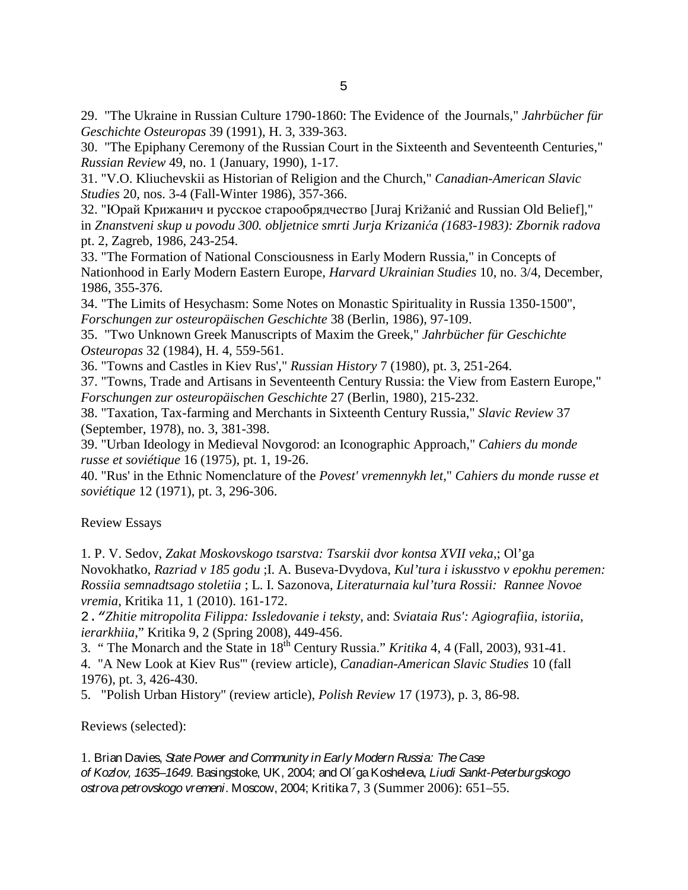29. "The Ukraine in Russian Culture 1790-1860: The Evidence of the Journals," *Jahrbücher für Geschichte Osteuropas* 39 (1991), H. 3, 339-363.

30. "The Epiphany Ceremony of the Russian Court in the Sixteenth and Seventeenth Centuries," *Russian Review* 49, no. 1 (January, 1990), 1-17.

31. "V.O. Kliuchevskii as Historian of Religion and the Church," *Canadian-American Slavic Studies* 20, nos. 3-4 (Fall-Winter 1986), 357-366.

32. "Юрай Крижанич и русское старообрядчество [Juraj Križanić and Russian Old Belief]," in *Znanstveni skup u povodu 300. obljetnice smrti Jurja Krizanića (1683-1983): Zbornik radova* pt. 2, Zagreb, 1986, 243-254.

33. "The Formation of National Consciousness in Early Modern Russia," in Concepts of Nationhood in Early Modern Eastern Europe, *Harvard Ukrainian Studies* 10, no. 3/4, December, 1986, 355-376.

34. "The Limits of Hesychasm: Some Notes on Monastic Spirituality in Russia 1350-1500", *Forschungen zur osteuropäischen Geschichte* 38 (Berlin, 1986), 97-109.

35. "Two Unknown Greek Manuscripts of Maxim the Greek," *Jahrbücher für Geschichte Osteuropas* 32 (1984), H. 4, 559-561.

36. "Towns and Castles in Kiev Rus'," *Russian History* 7 (1980), pt. 3, 251-264.

37. "Towns, Trade and Artisans in Seventeenth Century Russia: the View from Eastern Europe," *Forschungen zur osteuropäischen Geschichte* 27 (Berlin, 1980), 215-232.

38. "Taxation, Tax-farming and Merchants in Sixteenth Century Russia," *Slavic Review* 37 (September, 1978), no. 3, 381-398.

39. "Urban Ideology in Medieval Novgorod: an Iconographic Approach," *Cahiers du monde russe et soviétique* 16 (1975), pt. 1, 19-26.

40. "Rus' in the Ethnic Nomenclature of the *Povest' vremennykh let*," *Cahiers du monde russe et soviétique* 12 (1971), pt. 3, 296-306.

Review Essays

1. P. V. Sedov, *Zakat Moskovskogo tsarstva: Tsarskii dvor kontsa XVII veka*,; Ol'ga Novokhatko, *Razriad v 185 godu* ;I. A. Buseva-Dvydova, *Kul'tura i iskusstvo v epokhu peremen: Rossiia semnadtsago stoletiia* ; L. I. Sazonova, *Literaturnaia kul'tura Rossii: Rannee Novoe vremia*, Kritika 11, 1 (2010). 161-172.

2. "*Zhitie mitropolita Filippa: Issledovanie i teksty*, and: *Sviataia Rus': Agiografiia, istoriia, ierarkhiia*," Kritika 9, 2 (Spring 2008), 449-456.

3. " The Monarch and the State in 18th Century Russia." *Kritika* 4, 4 (Fall, 2003), 931-41.

4. "A New Look at Kiev Rus'" (review article), *Canadian-American Slavic Studies* 10 (fall 1976), pt. 3, 426-430.

5. "Polish Urban History" (review article), *Polish Review* 17 (1973), p. 3, 86-98.

Reviews (selected):

1. Brian Davies, *State Power and Community in Early Modern Russia: The Case of Kozlov, 1635–1649*. Basingstoke, UK, 2004; and Ol´ga Kosheleva, *Liudi Sankt-Peterburgskogo ostrova petrovskogo vremeni*. Moscow, 2004; Kritika 7, 3 (Summer 2006): 651–55.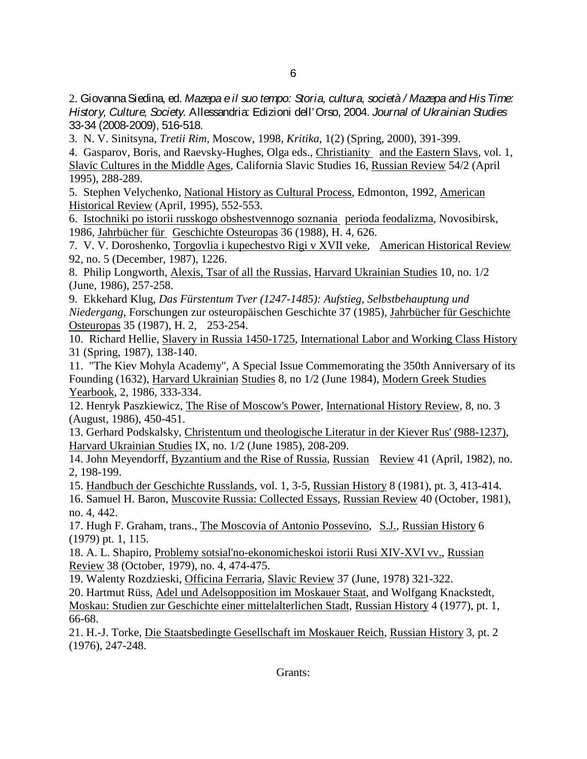2. Giovanna Siedina, ed. *Mazepa e il suo tempo: Storia, cultura, società / Mazepa and His Time: History, Culture, Society.* Allessandria: Edizioni dell'Orso, 2004. *Journal of Ukrainian Studies* 33-34 (2008-2009), 516-518.

3. N. V. Sinitsyna, *Tretii Rim*, Moscow, 1998, *Kritika*, 1(2) (Spring, 2000), 391-399.

4. Gasparov, Boris, and Raevsky-Hughes, Olga eds., Christianity and the Eastern Slavs, vol. 1, Slavic Cultures in the Middle Ages, California Slavic Studies 16, Russian Review 54/2 (April 1995), 288-289.

5. Stephen Velychenko, National History as Cultural Process, Edmonton, 1992, American Historical Review (April, 1995), 552-553.

6. Istochniki po istorii russkogo obshestvennogo soznania perioda feodalizma, Novosibirsk, 1986, Jahrbücher für Geschichte Osteuropas 36 (1988), H. 4, 626.

7. V. V. Doroshenko, Torgovlia i kupechestvo Rigi v XVII veke, American Historical Review 92, no. 5 (December, 1987), 1226.

8. Philip Longworth, Alexis, Tsar of all the Russias, Harvard Ukrainian Studies 10, no. 1/2 (June, 1986), 257-258.

9. Ekkehard Klug, *Das Fürstentum Tver (1247-1485): Aufstieg, Selbstbehauptung und Niedergang*, Forschungen zur osteuropäischen Geschichte 37 (1985), Jahrbücher für Geschichte Osteuropas 35 (1987), H. 2, 253-254.

10. Richard Hellie, Slavery in Russia 1450-1725, International Labor and Working Class History 31 (Spring, 1987), 138-140.

11. "The Kiev Mohyla Academy", A Special Issue Commemorating the 350th Anniversary of its Founding (1632), Harvard Ukrainian Studies 8, no 1/2 (June 1984), Modern Greek Studies Yearbook, 2, 1986, 333-334.

12. Henryk Paszkiewicz, The Rise of Moscow's Power, International History Review, 8, no. 3 (August, 1986), 450-451.

13. Gerhard Podskalsky, Christentum und theologische Literatur in der Kiever Rus' (988-1237), Harvard Ukrainian Studies IX, no. 1/2 (June 1985), 208-209.

14. John Meyendorff, Byzantium and the Rise of Russia, Russian Review 41 (April, 1982), no. 2, 198-199.

15. Handbuch der Geschichte Russlands, vol. 1, 3-5, Russian History 8 (1981), pt. 3, 413-414.

16. Samuel H. Baron, Muscovite Russia: Collected Essays, Russian Review 40 (October, 1981), no. 4, 442.

17. Hugh F. Graham, trans., The Moscovia of Antonio Possevino, S.J., Russian History 6 (1979) pt. 1, 115.

18. A. L. Shapiro, Problemy sotsial'no-ekonomicheskoi istorii Rusi XIV-XVI vv., Russian Review 38 (October, 1979), no. 4, 474-475.

19. Walenty Rozdzieski, Officina Ferraria, Slavic Review 37 (June, 1978) 321-322.

20. Hartmut Rüss, Adel und Adelsopposition im Moskauer Staat, and Wolfgang Knackstedt, Moskau: Studien zur Geschichte einer mittelalterlichen Stadt, Russian History 4 (1977), pt. 1, 66-68.

21. H.-J. Torke, Die Staatsbedingte Gesellschaft im Moskauer Reich, Russian History 3, pt. 2 (1976), 247-248.

Grants: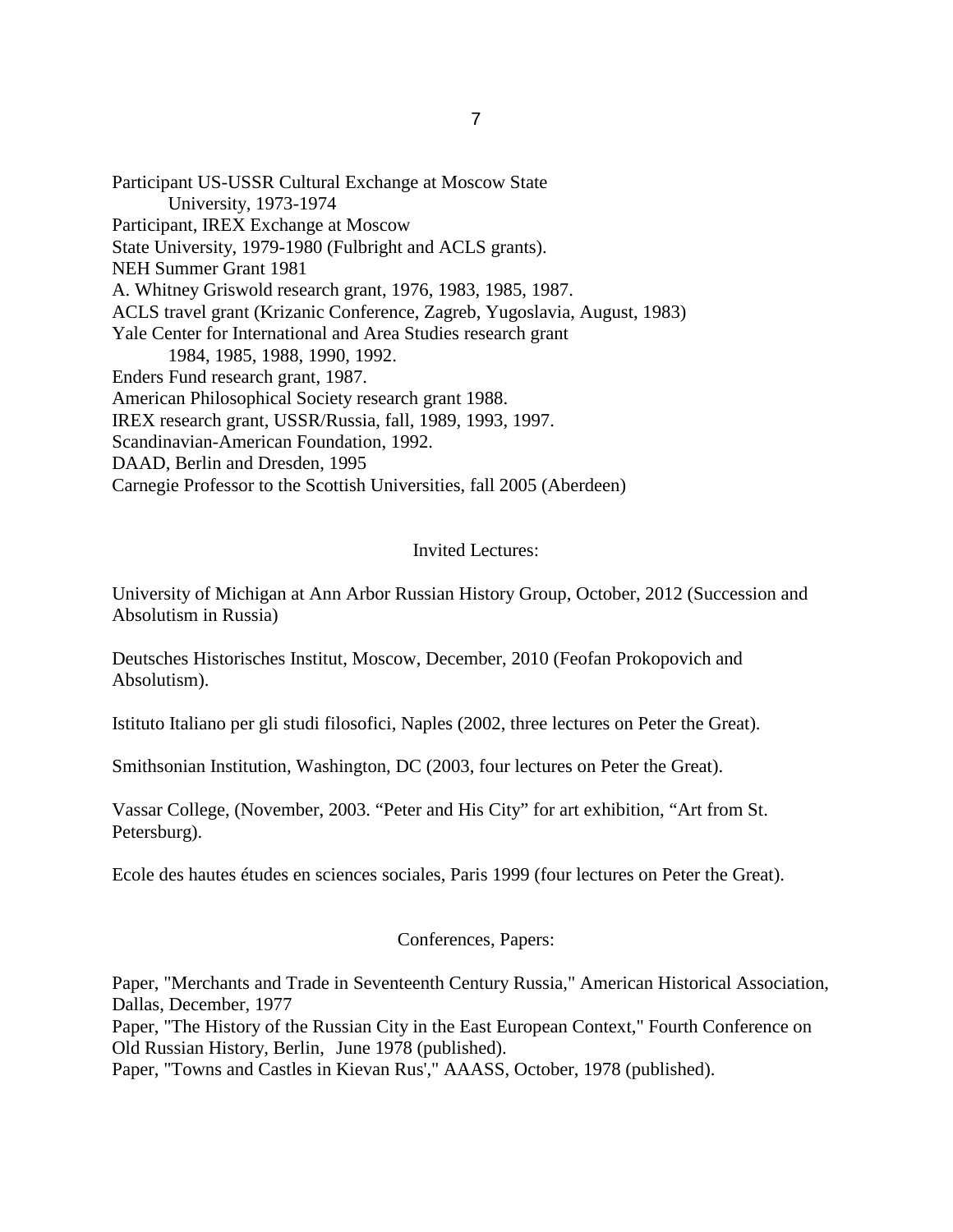Participant US-USSR Cultural Exchange at Moscow State
University, 1973-1974
Participant, IREX Exchange at Moscow
State University, 1979-1980 (Fulbright and ACLS grants).
NEH Summer Grant 1981
A. Whitney Griswold research grant, 1976, 1983, 1985, 1987.
ACLS travel grant (Krizanic Conference, Zagreb, Yugoslavia, August, 1983)
Yale Center for International and Area Studies research grant
1984, 1985, 1988, 1990, 1992.
Enders Fund research grant, 1987.
American Philosophical Society research grant 1988.
IREX research grant, USSR/Russia, fall, 1989, 1993, 1997.
Scandinavian-American Foundation, 1992.
DAAD, Berlin and Dresden, 1995
Carnegie Professor to the Scottish Universities, fall 2005 (Aberdeen)

## Invited Lectures:

University of Michigan at Ann Arbor Russian History Group, October, 2012 (Succession and Absolutism in Russia)

Deutsches Historisches Institut, Moscow, December, 2010 (Feofan Prokopovich and Absolutism).

Istituto Italiano per gli studi filosofici, Naples (2002, three lectures on Peter the Great).

Smithsonian Institution, Washington, DC (2003, four lectures on Peter the Great).

Vassar College, (November, 2003. "Peter and His City" for art exhibition, "Art from St. Petersburg).

Ecole des hautes études en sciences sociales, Paris 1999 (four lectures on Peter the Great).

## Conferences, Papers:

Paper, "Merchants and Trade in Seventeenth Century Russia," American Historical Association, Dallas, December, 1977
Paper, "The History of the Russian City in the East European Context," Fourth Conference on Old Russian History, Berlin, June 1978 (published).
Paper, "Towns and Castles in Kievan Rus'," AAASS, October, 1978 (published).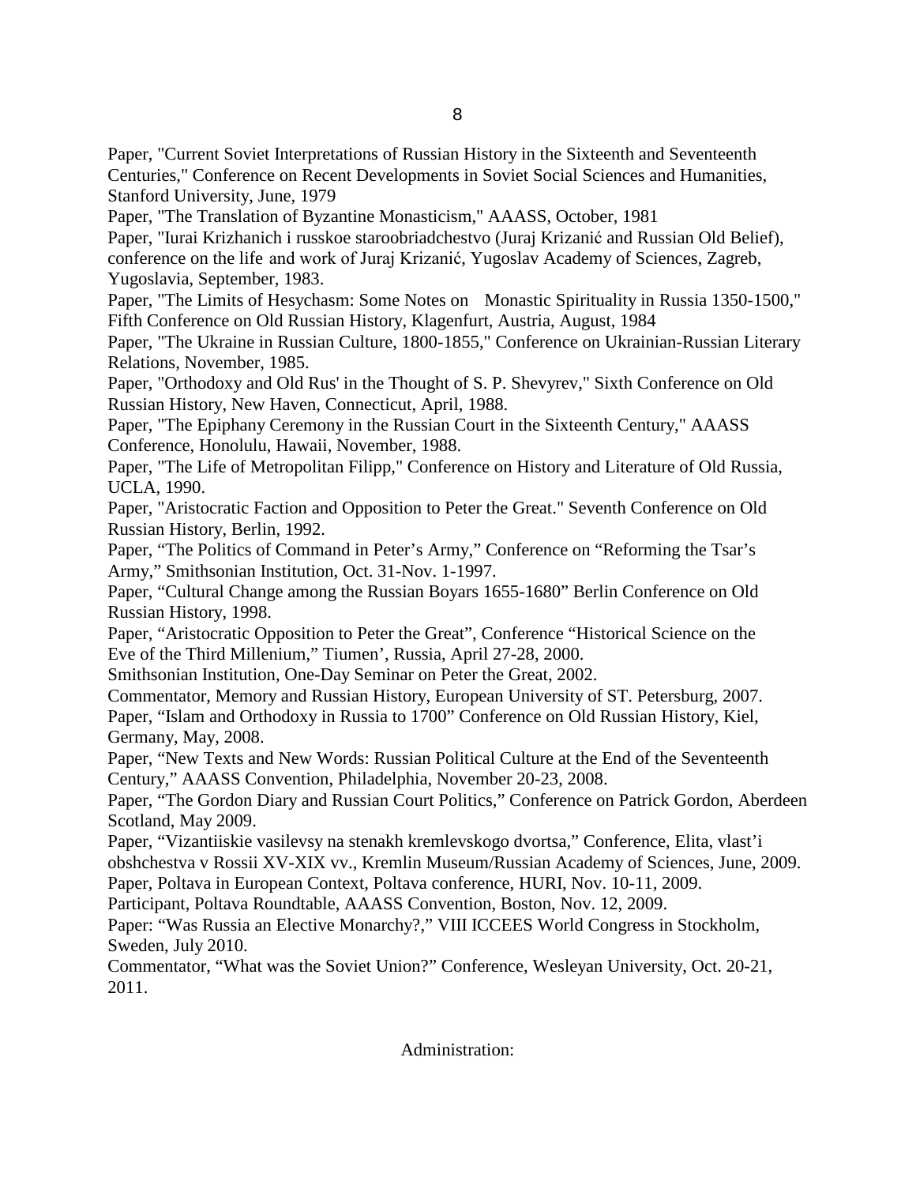Paper, "Current Soviet Interpretations of Russian History in the Sixteenth and Seventeenth Centuries," Conference on Recent Developments in Soviet Social Sciences and Humanities, Stanford University, June, 1979

Paper, "The Translation of Byzantine Monasticism," AAASS, October, 1981

Paper, "Iurai Krizhanich i russkoe staroobriadchestvo (Juraj Krizanić and Russian Old Belief), conference on the life and work of Juraj Krizanić, Yugoslav Academy of Sciences, Zagreb, Yugoslavia, September, 1983.

Paper, "The Limits of Hesychasm: Some Notes on Monastic Spirituality in Russia 1350-1500," Fifth Conference on Old Russian History, Klagenfurt, Austria, August, 1984

Paper, "The Ukraine in Russian Culture, 1800-1855," Conference on Ukrainian-Russian Literary Relations, November, 1985.

Paper, "Orthodoxy and Old Rus' in the Thought of S. P. Shevyrev," Sixth Conference on Old Russian History, New Haven, Connecticut, April, 1988.

Paper, "The Epiphany Ceremony in the Russian Court in the Sixteenth Century," AAASS Conference, Honolulu, Hawaii, November, 1988.

Paper, "The Life of Metropolitan Filipp," Conference on History and Literature of Old Russia, UCLA, 1990.

Paper, "Aristocratic Faction and Opposition to Peter the Great." Seventh Conference on Old Russian History, Berlin, 1992.

Paper, "The Politics of Command in Peter's Army," Conference on "Reforming the Tsar's Army," Smithsonian Institution, Oct. 31-Nov. 1-1997.

Paper, "Cultural Change among the Russian Boyars 1655-1680" Berlin Conference on Old Russian History, 1998.

Paper, "Aristocratic Opposition to Peter the Great", Conference "Historical Science on the Eve of the Third Millenium," Tiumen', Russia, April 27-28, 2000.

Smithsonian Institution, One-Day Seminar on Peter the Great, 2002.

Commentator, Memory and Russian History, European University of ST. Petersburg, 2007.

Paper, "Islam and Orthodoxy in Russia to 1700" Conference on Old Russian History, Kiel, Germany, May, 2008.

Paper, "New Texts and New Words: Russian Political Culture at the End of the Seventeenth Century," AAASS Convention, Philadelphia, November 20-23, 2008.

Paper, "The Gordon Diary and Russian Court Politics," Conference on Patrick Gordon, Aberdeen Scotland, May 2009.

Paper, "Vizantiiskie vasilevsy na stenakh kremlevskogo dvortsa," Conference, Elita, vlast'i obshchestva v Rossii XV-XIX vv., Kremlin Museum/Russian Academy of Sciences, June, 2009.

Paper, Poltava in European Context, Poltava conference, HURI, Nov. 10-11, 2009.

Participant, Poltava Roundtable, AAASS Convention, Boston, Nov. 12, 2009.

Paper: "Was Russia an Elective Monarchy?," VIII ICCEES World Congress in Stockholm, Sweden, July 2010.

Commentator, "What was the Soviet Union?" Conference, Wesleyan University, Oct. 20-21, 2011.

## Administration: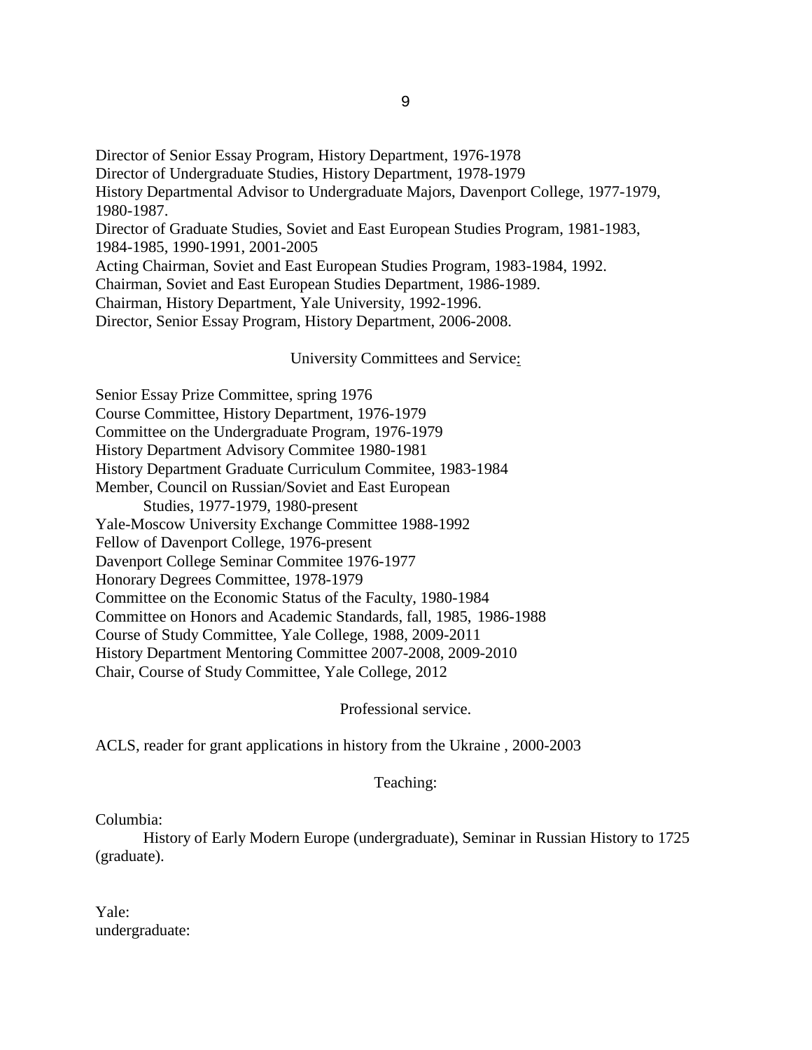Director of Senior Essay Program, History Department, 1976-1978
Director of Undergraduate Studies, History Department, 1978-1979
History Departmental Advisor to Undergraduate Majors, Davenport College, 1977-1979, 1980-1987.
Director of Graduate Studies, Soviet and East European Studies Program, 1981-1983, 1984-1985, 1990-1991, 2001-2005
Acting Chairman, Soviet and East European Studies Program, 1983-1984, 1992.
Chairman, Soviet and East European Studies Department, 1986-1989.
Chairman, History Department, Yale University, 1992-1996.
Director, Senior Essay Program, History Department, 2006-2008.

## University Committees and Service:

Senior Essay Prize Committee, spring 1976
Course Committee, History Department, 1976-1979
Committee on the Undergraduate Program, 1976-1979
History Department Advisory Commitee 1980-1981
History Department Graduate Curriculum Commitee, 1983-1984
Member, Council on Russian/Soviet and East European
    Studies, 1977-1979, 1980-present
Yale-Moscow University Exchange Committee 1988-1992
Fellow of Davenport College, 1976-present
Davenport College Seminar Commitee 1976-1977
Honorary Degrees Committee, 1978-1979
Committee on the Economic Status of the Faculty, 1980-1984
Committee on Honors and Academic Standards, fall, 1985, 1986-1988
Course of Study Committee, Yale College, 1988, 2009-2011
History Department Mentoring Committee 2007-2008, 2009-2010
Chair, Course of Study Committee, Yale College, 2012

## Professional service.

ACLS, reader for grant applications in history from the Ukraine , 2000-2003

## Teaching:

Columbia:

History of Early Modern Europe (undergraduate), Seminar in Russian History to 1725 (graduate).

Yale:
undergraduate: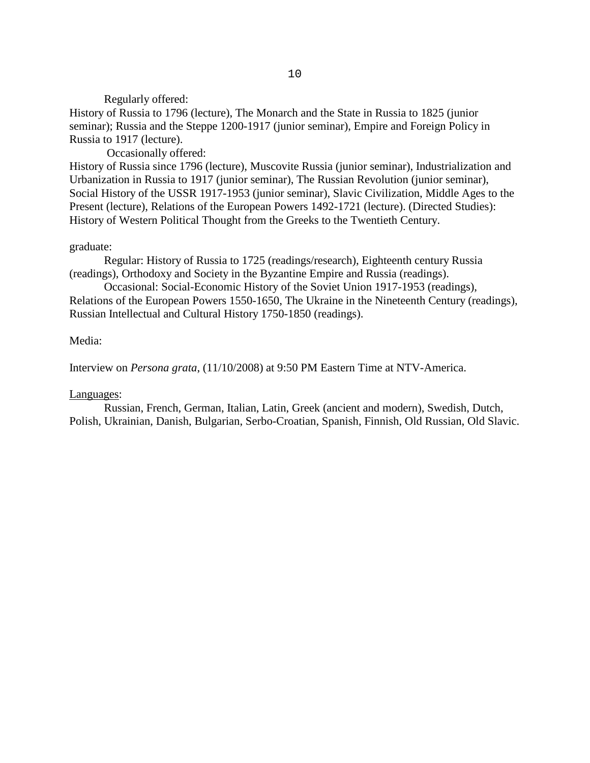Regularly offered:

History of Russia to 1796 (lecture), The Monarch and the State in Russia to 1825 (junior seminar); Russia and the Steppe 1200-1917 (junior seminar), Empire and Foreign Policy in Russia to 1917 (lecture).

Occasionally offered:

History of Russia since 1796 (lecture), Muscovite Russia (junior seminar), Industrialization and Urbanization in Russia to 1917 (junior seminar), The Russian Revolution (junior seminar), Social History of the USSR 1917-1953 (junior seminar), Slavic Civilization, Middle Ages to the Present (lecture), Relations of the European Powers 1492-1721 (lecture). (Directed Studies): History of Western Political Thought from the Greeks to the Twentieth Century.

graduate:

Regular: History of Russia to 1725 (readings/research), Eighteenth century Russia (readings), Orthodoxy and Society in the Byzantine Empire and Russia (readings).

Occasional: Social-Economic History of the Soviet Union 1917-1953 (readings), Relations of the European Powers 1550-1650, The Ukraine in the Nineteenth Century (readings), Russian Intellectual and Cultural History 1750-1850 (readings).

Media:

Interview on *Persona grata*, (11/10/2008) at 9:50 PM Eastern Time at NTV-America.

Languages:

Russian, French, German, Italian, Latin, Greek (ancient and modern), Swedish, Dutch, Polish, Ukrainian, Danish, Bulgarian, Serbo-Croatian, Spanish, Finnish, Old Russian, Old Slavic.